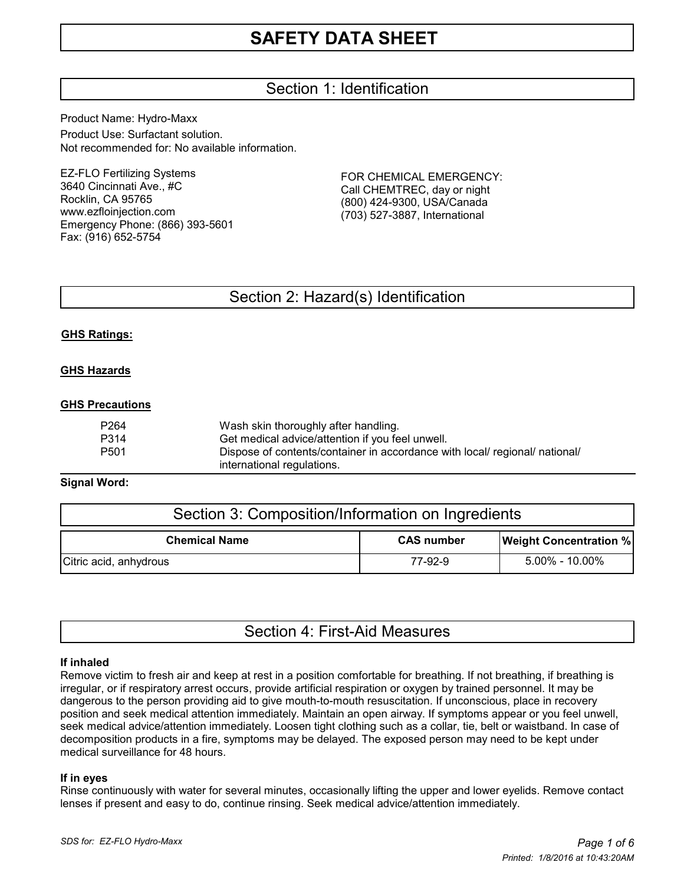# SAFETY DATA SHEET

## Section 1: Identification

Product Name: Hydro-Maxx

Product Use: Surfactant solution.

Not recommended for: No available information.

EZ-FLO Fertilizing Systems
3640 Cincinnati Ave., #C
Rocklin, CA 95765
www.ezfloinjection.com
Emergency Phone: (866) 393-5601
Fax: (916) 652-5754

FOR CHEMICAL EMERGENCY:
Call CHEMTREC, day or night
(800) 424-9300, USA/Canada
(703) 527-3887, International

## Section 2: Hazard(s) Identification

**GHS Ratings:**

**GHS Hazards**

**GHS Precautions**

| | |
|---|---|
| P264 | Wash skin thoroughly after handling. |
| P314 | Get medical advice/attention if you feel unwell. |
| P501 | Dispose of contents/container in accordance with local/ regional/ national/ international regulations. |

**Signal Word:**

## Section 3: Composition/Information on Ingredients

| Chemical Name | CAS number | Weight Concentration % |
|---|---|---|
| Citric acid, anhydrous | 77-92-9 | 5.00% - 10.00% |

## Section 4: First-Aid Measures

**If inhaled**

Remove victim to fresh air and keep at rest in a position comfortable for breathing. If not breathing, if breathing is irregular, or if respiratory arrest occurs, provide artificial respiration or oxygen by trained personnel. It may be dangerous to the person providing aid to give mouth-to-mouth resuscitation. If unconscious, place in recovery position and seek medical attention immediately. Maintain an open airway. If symptoms appear or you feel unwell, seek medical advice/attention immediately. Loosen tight clothing such as a collar, tie, belt or waistband. In case of decomposition products in a fire, symptoms may be delayed. The exposed person may need to be kept under medical surveillance for 48 hours.

**If in eyes**

Rinse continuously with water for several minutes, occasionally lifting the upper and lower eyelids. Remove contact lenses if present and easy to do, continue rinsing. Seek medical advice/attention immediately.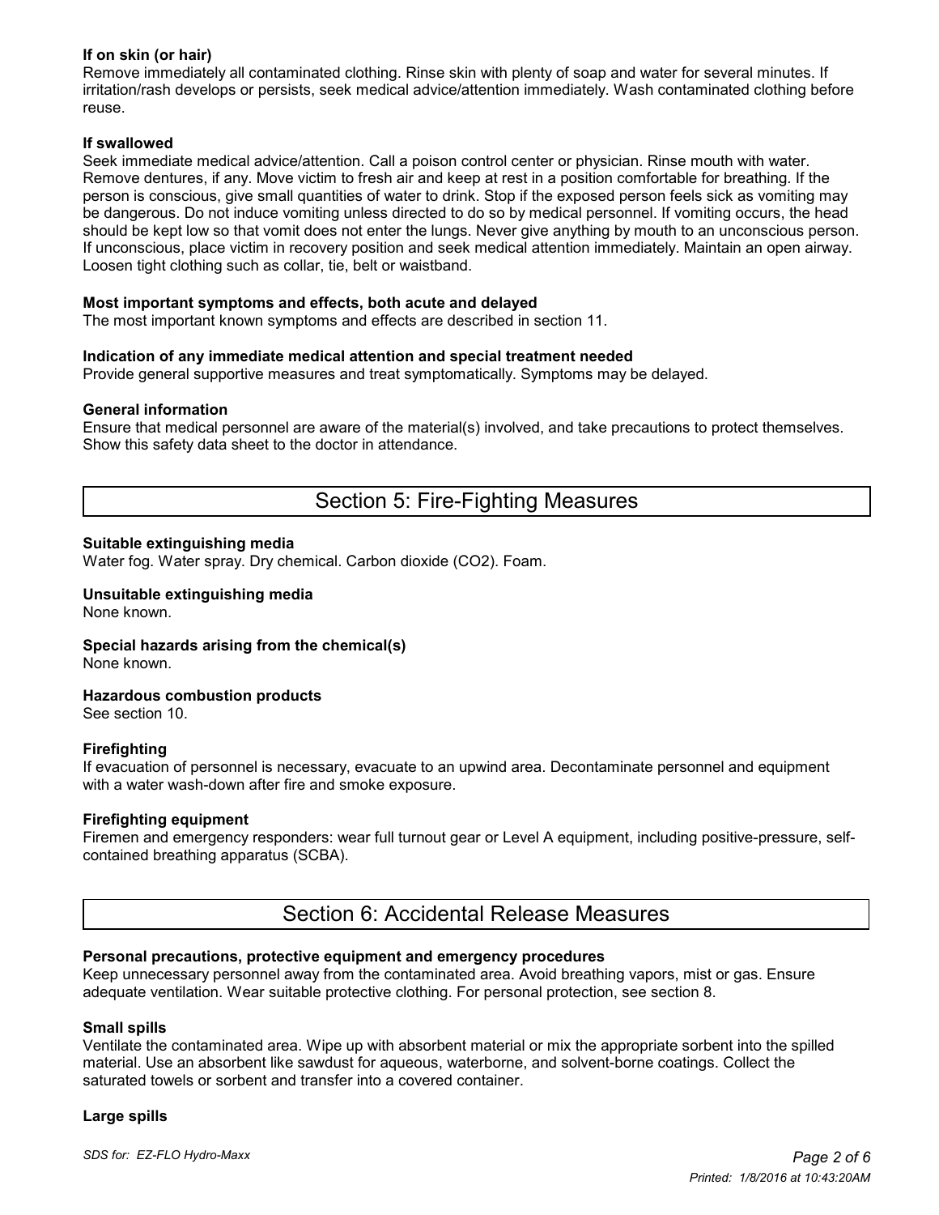**If on skin (or hair)**
Remove immediately all contaminated clothing. Rinse skin with plenty of soap and water for several minutes. If irritation/rash develops or persists, seek medical advice/attention immediately. Wash contaminated clothing before reuse.

**If swallowed**
Seek immediate medical advice/attention. Call a poison control center or physician. Rinse mouth with water. Remove dentures, if any. Move victim to fresh air and keep at rest in a position comfortable for breathing. If the person is conscious, give small quantities of water to drink. Stop if the exposed person feels sick as vomiting may be dangerous. Do not induce vomiting unless directed to do so by medical personnel. If vomiting occurs, the head should be kept low so that vomit does not enter the lungs. Never give anything by mouth to an unconscious person. If unconscious, place victim in recovery position and seek medical attention immediately. Maintain an open airway. Loosen tight clothing such as collar, tie, belt or waistband.

**Most important symptoms and effects, both acute and delayed**
The most important known symptoms and effects are described in section 11.

**Indication of any immediate medical attention and special treatment needed**
Provide general supportive measures and treat symptomatically. Symptoms may be delayed.

**General information**
Ensure that medical personnel are aware of the material(s) involved, and take precautions to protect themselves. Show this safety data sheet to the doctor in attendance.

## Section 5: Fire-Fighting Measures

**Suitable extinguishing media**
Water fog. Water spray. Dry chemical. Carbon dioxide ($CO_2$). Foam.

**Unsuitable extinguishing media**
None known.

**Special hazards arising from the chemical(s)**
None known.

**Hazardous combustion products**
See section 10.

**Firefighting**
If evacuation of personnel is necessary, evacuate to an upwind area. Decontaminate personnel and equipment with a water wash-down after fire and smoke exposure.

**Firefighting equipment**
Firemen and emergency responders: wear full turnout gear or Level A equipment, including positive-pressure, self-contained breathing apparatus (SCBA).

## Section 6: Accidental Release Measures

**Personal precautions, protective equipment and emergency procedures**
Keep unnecessary personnel away from the contaminated area. Avoid breathing vapors, mist or gas. Ensure adequate ventilation. Wear suitable protective clothing. For personal protection, see section 8.

**Small spills**
Ventilate the contaminated area. Wipe up with absorbent material or mix the appropriate sorbent into the spilled material. Use an absorbent like sawdust for aqueous, waterborne, and solvent-borne coatings. Collect the saturated towels or sorbent and transfer into a covered container.

**Large spills**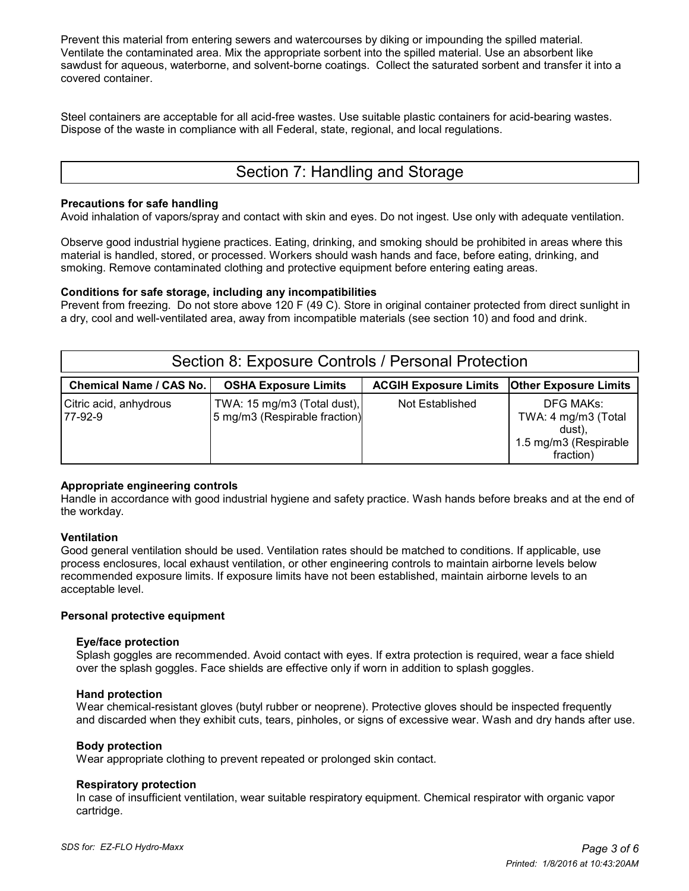Prevent this material from entering sewers and watercourses by diking or impounding the spilled material. Ventilate the contaminated area. Mix the appropriate sorbent into the spilled material. Use an absorbent like sawdust for aqueous, waterborne, and solvent-borne coatings. Collect the saturated sorbent and transfer it into a covered container.

Steel containers are acceptable for all acid-free wastes. Use suitable plastic containers for acid-bearing wastes. Dispose of the waste in compliance with all Federal, state, regional, and local regulations.

## Section 7: Handling and Storage

**Precautions for safe handling**
Avoid inhalation of vapors/spray and contact with skin and eyes. Do not ingest. Use only with adequate ventilation.

Observe good industrial hygiene practices. Eating, drinking, and smoking should be prohibited in areas where this material is handled, stored, or processed. Workers should wash hands and face, before eating, drinking, and smoking. Remove contaminated clothing and protective equipment before entering eating areas.

**Conditions for safe storage, including any incompatibilities**
Prevent from freezing. Do not store above 120 F (49 C). Store in original container protected from direct sunlight in a dry, cool and well-ventilated area, away from incompatible materials (see section 10) and food and drink.

## Section 8: Exposure Controls / Personal Protection

| Chemical Name / CAS No. | OSHA Exposure Limits | ACGIH Exposure Limits | Other Exposure Limits |
|---|---|---|---|
| Citric acid, anhydrous 77-92-9 | TWA: 15 mg/m3 (Total dust), 5 mg/m3 (Respirable fraction) | Not Established | DFG MAKs: TWA: 4 mg/m3 (Total dust), 1.5 mg/m3 (Respirable fraction) |

**Appropriate engineering controls**
Handle in accordance with good industrial hygiene and safety practice. Wash hands before breaks and at the end of the workday.

**Ventilation**
Good general ventilation should be used. Ventilation rates should be matched to conditions. If applicable, use process enclosures, local exhaust ventilation, or other engineering controls to maintain airborne levels below recommended exposure limits. If exposure limits have not been established, maintain airborne levels to an acceptable level.

**Personal protective equipment**

**Eye/face protection**
Splash goggles are recommended. Avoid contact with eyes. If extra protection is required, wear a face shield over the splash goggles. Face shields are effective only if worn in addition to splash goggles.

**Hand protection**
Wear chemical-resistant gloves (butyl rubber or neoprene). Protective gloves should be inspected frequently and discarded when they exhibit cuts, tears, pinholes, or signs of excessive wear. Wash and dry hands after use.

**Body protection**
Wear appropriate clothing to prevent repeated or prolonged skin contact.

**Respiratory protection**
In case of insufficient ventilation, wear suitable respiratory equipment. Chemical respirator with organic vapor cartridge.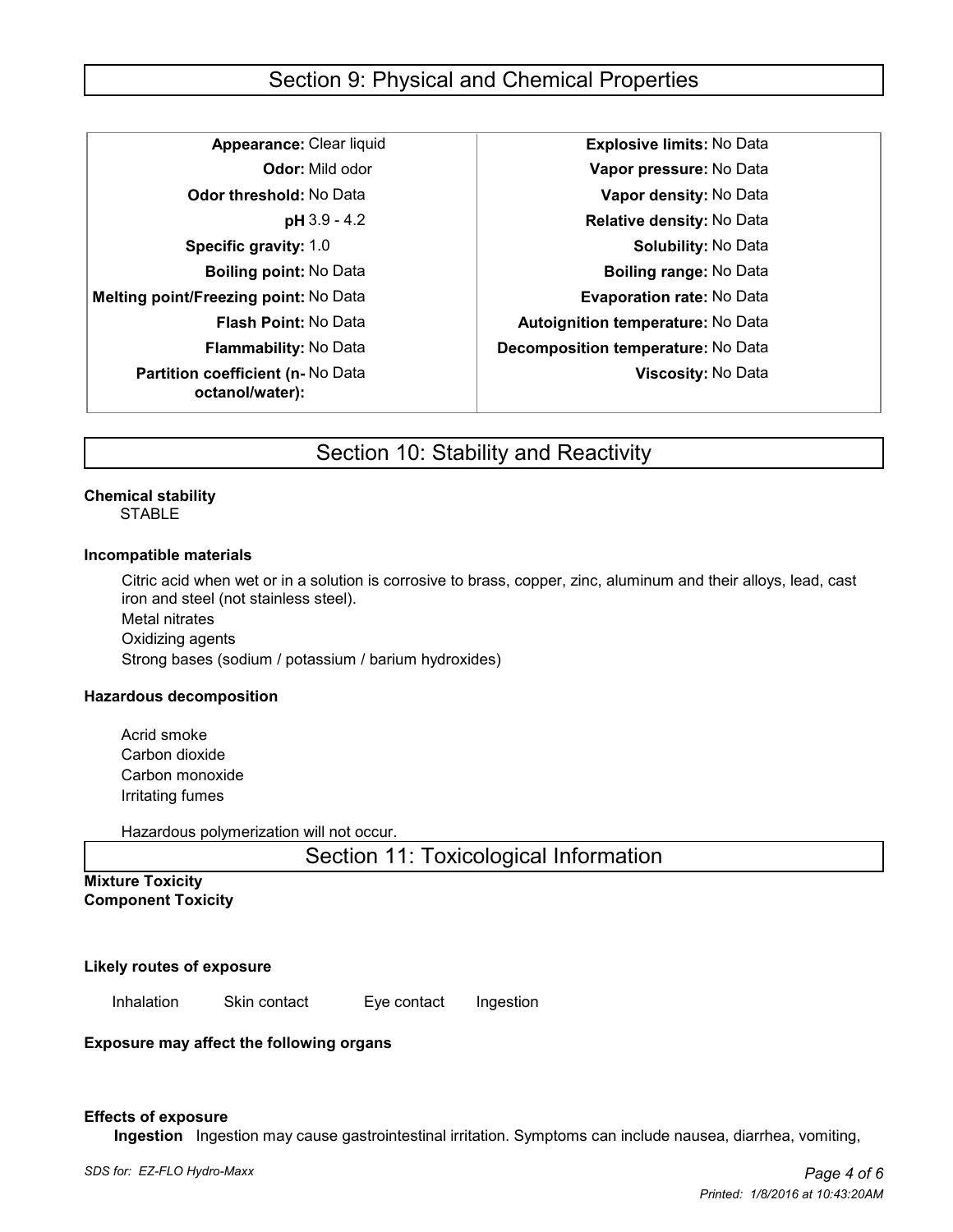## Section 9: Physical and Chemical Properties

| | | | |
|---|---|---|---|
| **Appearance:** | Clear liquid | **Explosive limits:** | No Data |
| **Odor:** | Mild odor | **Vapor pressure:** | No Data |
| **Odor threshold:** | No Data | **Vapor density:** | No Data |
| **pH** | 3.9 - 4.2 | **Relative density:** | No Data |
| **Specific gravity:** | 1.0 | **Solubility:** | No Data |
| **Boiling point:** | No Data | **Boiling range:** | No Data |
| **Melting point/Freezing point:** | No Data | **Evaporation rate:** | No Data |
| **Flash Point:** | No Data | **Autoignition temperature:** | No Data |
| **Flammability:** | No Data | **Decomposition temperature:** | No Data |
| **Partition coefficient (n-octanol/water):** | No Data | **Viscosity:** | No Data |

## Section 10: Stability and Reactivity

**Chemical stability**

STABLE

**Incompatible materials**

Citric acid when wet or in a solution is corrosive to brass, copper, zinc, aluminum and their alloys, lead, cast iron and steel (not stainless steel).
Metal nitrates
Oxidizing agents
Strong bases (sodium / potassium / barium hydroxides)

**Hazardous decomposition**

Acrid smoke
Carbon dioxide
Carbon monoxide
Irritating fumes

Hazardous polymerization will not occur.

## Section 11: Toxicological Information

**Mixture Toxicity**
**Component Toxicity**

**Likely routes of exposure**

Inhalation  Skin contact  Eye contact  Ingestion

**Exposure may affect the following organs**

**Effects of exposure**

**Ingestion** Ingestion may cause gastrointestinal irritation. Symptoms can include nausea, diarrhea, vomiting,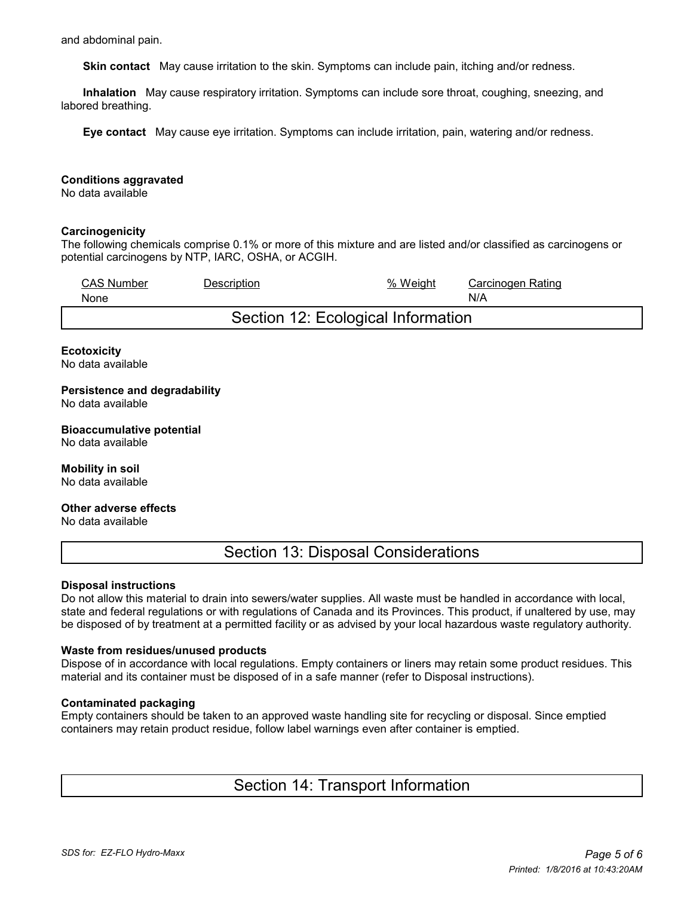and abdominal pain.

**Skin contact** May cause irritation to the skin. Symptoms can include pain, itching and/or redness.

**Inhalation** May cause respiratory irritation. Symptoms can include sore throat, coughing, sneezing, and labored breathing.

**Eye contact** May cause eye irritation. Symptoms can include irritation, pain, watering and/or redness.

**Conditions aggravated**
No data available

**Carcinogenicity**
The following chemicals comprise 0.1% or more of this mixture and are listed and/or classified as carcinogens or potential carcinogens by NTP, IARC, OSHA, or ACGIH.

| CAS Number | Description | % Weight | Carcinogen Rating |
|---|---|---|---|
| None | | | N/A |

## Section 12: Ecological Information

**Ecotoxicity**
No data available

**Persistence and degradability**
No data available

**Bioaccumulative potential**
No data available

**Mobility in soil**
No data available

**Other adverse effects**
No data available

## Section 13: Disposal Considerations

**Disposal instructions**
Do not allow this material to drain into sewers/water supplies. All waste must be handled in accordance with local, state and federal regulations or with regulations of Canada and its Provinces. This product, if unaltered by use, may be disposed of by treatment at a permitted facility or as advised by your local hazardous waste regulatory authority.

**Waste from residues/unused products**
Dispose of in accordance with local regulations. Empty containers or liners may retain some product residues. This material and its container must be disposed of in a safe manner (refer to Disposal instructions).

**Contaminated packaging**
Empty containers should be taken to an approved waste handling site for recycling or disposal. Since emptied containers may retain product residue, follow label warnings even after container is emptied.

## Section 14: Transport Information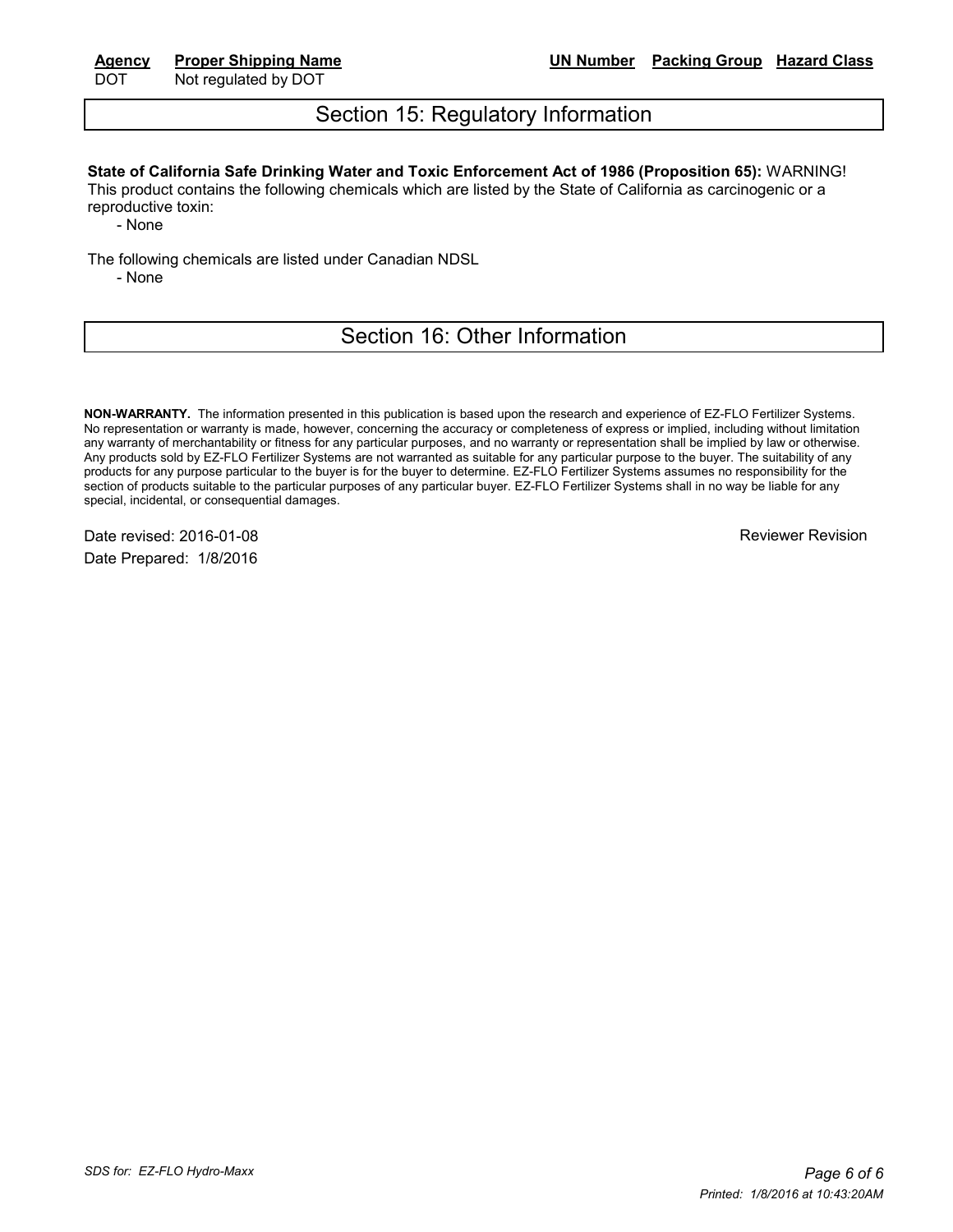| Agency | Proper Shipping Name | UN Number | Packing Group | Hazard Class |
|---|---|---|---|---|
| DOT | Not regulated by DOT | | | |

## Section 15: Regulatory Information

**State of California Safe Drinking Water and Toxic Enforcement Act of 1986 (Proposition 65):** WARNING! This product contains the following chemicals which are listed by the State of California as carcinogenic or a reproductive toxin:

- None

The following chemicals are listed under Canadian NDSL

- None

## Section 16: Other Information

**NON-WARRANTY.** The information presented in this publication is based upon the research and experience of EZ-FLO Fertilizer Systems. No representation or warranty is made, however, concerning the accuracy or completeness of express or implied, including without limitation any warranty of merchantability or fitness for any particular purposes, and no warranty or representation shall be implied by law or otherwise. Any products sold by EZ-FLO Fertilizer Systems are not warranted as suitable for any particular purpose to the buyer. The suitability of any products for any purpose particular to the buyer is for the buyer to determine. EZ-FLO Fertilizer Systems assumes no responsibility for the section of products suitable to the particular purposes of any particular buyer. EZ-FLO Fertilizer Systems shall in no way be liable for any special, incidental, or consequential damages.

Date revised: 2016-01-08

Reviewer Revision

Date Prepared: 1/8/2016